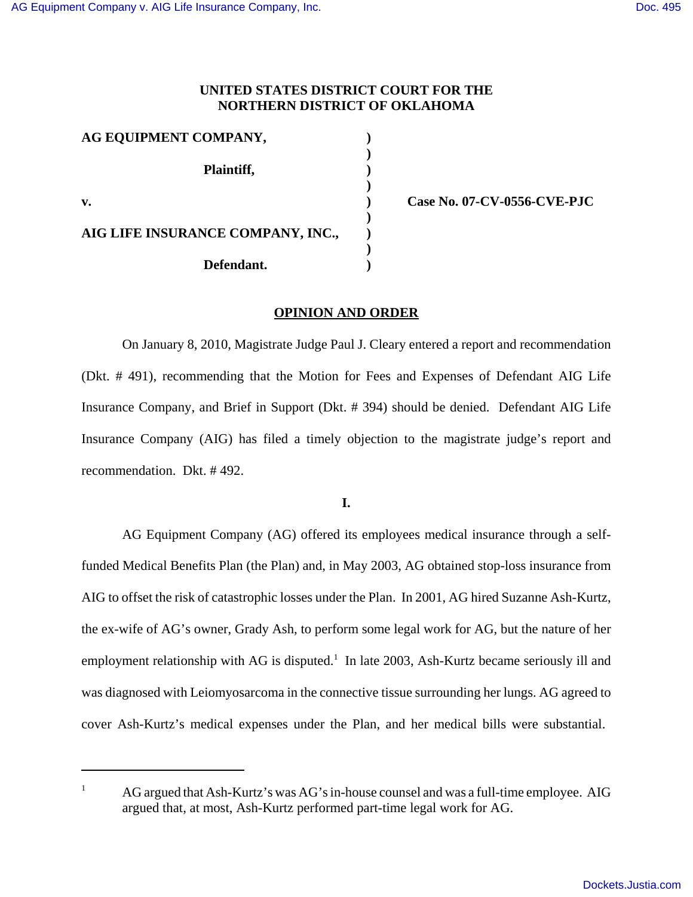**UNITED STATES DISTRICT COURT FOR THE**
**NORTHERN DISTRICT OF OKLAHOMA**

| | | |
|---|---|---|
| **AG EQUIPMENT COMPANY,** | ) | |
| | ) | |
| **Plaintiff,** | ) | |
| | ) | |
| **v.** | ) | **Case No. 07-CV-0556-CVE-PJC** |
| | ) | |
| **AIG LIFE INSURANCE COMPANY, INC.,** | ) | |
| | ) | |
| **Defendant.** | ) | |

**OPINION AND ORDER**

On January 8, 2010, Magistrate Judge Paul J. Cleary entered a report and recommendation (Dkt. # 491), recommending that the Motion for Fees and Expenses of Defendant AIG Life Insurance Company, and Brief in Support (Dkt. # 394) should be denied. Defendant AIG Life Insurance Company (AIG) has filed a timely objection to the magistrate judge's report and recommendation. Dkt. # 492.

**I.**

AG Equipment Company (AG) offered its employees medical insurance through a self-funded Medical Benefits Plan (the Plan) and, in May 2003, AG obtained stop-loss insurance from AIG to offset the risk of catastrophic losses under the Plan. In 2001, AG hired Suzanne Ash-Kurtz, the ex-wife of AG's owner, Grady Ash, to perform some legal work for AG, but the nature of her employment relationship with AG is disputed.[1] In late 2003, Ash-Kurtz became seriously ill and was diagnosed with Leiomyosarcoma in the connective tissue surrounding her lungs. AG agreed to cover Ash-Kurtz's medical expenses under the Plan, and her medical bills were substantial.

---

[1] AG argued that Ash-Kurtz's was AG's in-house counsel and was a full-time employee. AIG argued that, at most, Ash-Kurtz performed part-time legal work for AG.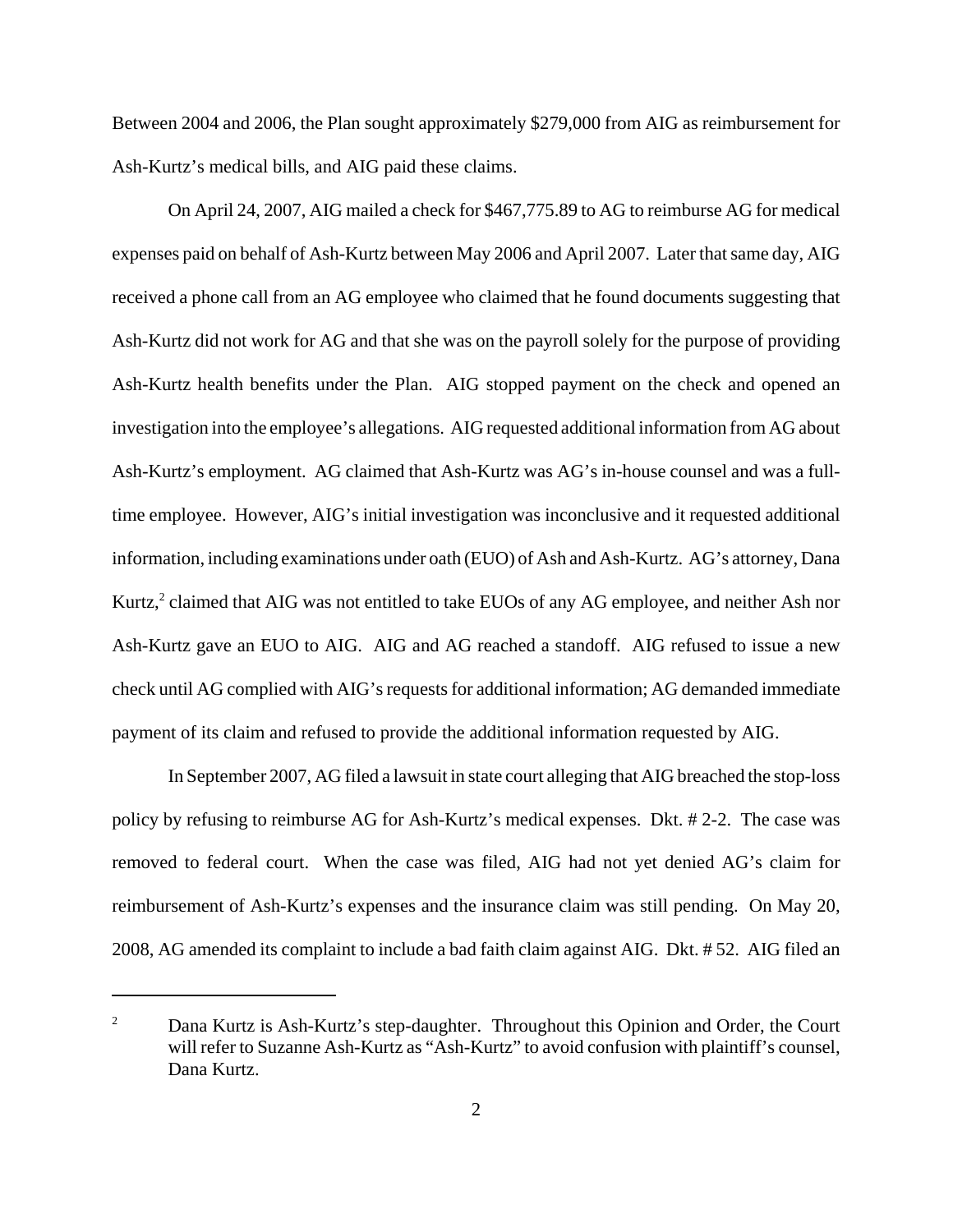Between 2004 and 2006, the Plan sought approximately $279,000 from AIG as reimbursement for Ash-Kurtz's medical bills, and AIG paid these claims.

On April 24, 2007, AIG mailed a check for $467,775.89 to AG to reimburse AG for medical expenses paid on behalf of Ash-Kurtz between May 2006 and April 2007. Later that same day, AIG received a phone call from an AG employee who claimed that he found documents suggesting that Ash-Kurtz did not work for AG and that she was on the payroll solely for the purpose of providing Ash-Kurtz health benefits under the Plan. AIG stopped payment on the check and opened an investigation into the employee's allegations. AIG requested additional information from AG about Ash-Kurtz's employment. AG claimed that Ash-Kurtz was AG's in-house counsel and was a full-time employee. However, AIG's initial investigation was inconclusive and it requested additional information, including examinations under oath (EUO) of Ash and Ash-Kurtz. AG's attorney, Dana Kurtz,[2] claimed that AIG was not entitled to take EUOs of any AG employee, and neither Ash nor Ash-Kurtz gave an EUO to AIG. AIG and AG reached a standoff. AIG refused to issue a new check until AG complied with AIG's requests for additional information; AG demanded immediate payment of its claim and refused to provide the additional information requested by AIG.

In September 2007, AG filed a lawsuit in state court alleging that AIG breached the stop-loss policy by refusing to reimburse AG for Ash-Kurtz's medical expenses. Dkt. # 2-2. The case was removed to federal court. When the case was filed, AIG had not yet denied AG's claim for reimbursement of Ash-Kurtz's expenses and the insurance claim was still pending. On May 20, 2008, AG amended its complaint to include a bad faith claim against AIG. Dkt. # 52. AIG filed an

---

[2] Dana Kurtz is Ash-Kurtz's step-daughter. Throughout this Opinion and Order, the Court will refer to Suzanne Ash-Kurtz as "Ash-Kurtz" to avoid confusion with plaintiff's counsel, Dana Kurtz.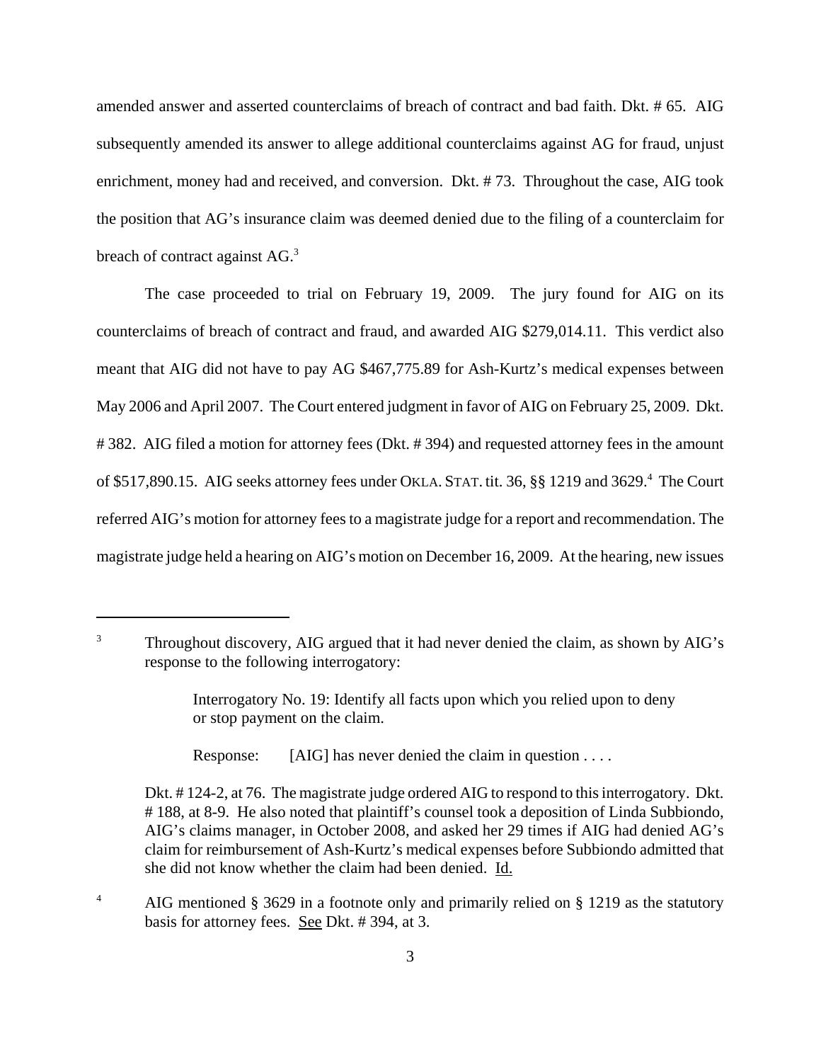amended answer and asserted counterclaims of breach of contract and bad faith. Dkt. # 65. AIG subsequently amended its answer to allege additional counterclaims against AG for fraud, unjust enrichment, money had and received, and conversion. Dkt. # 73. Throughout the case, AIG took the position that AG's insurance claim was deemed denied due to the filing of a counterclaim for breach of contract against AG.[3]

The case proceeded to trial on February 19, 2009. The jury found for AIG on its counterclaims of breach of contract and fraud, and awarded AIG $279,014.11. This verdict also meant that AIG did not have to pay AG $467,775.89 for Ash-Kurtz's medical expenses between May 2006 and April 2007. The Court entered judgment in favor of AIG on February 25, 2009. Dkt. # 382. AIG filed a motion for attorney fees (Dkt. # 394) and requested attorney fees in the amount of $517,890.15. AIG seeks attorney fees under OKLA. STAT. tit. 36, §§ 1219 and 3629.[4] The Court referred AIG's motion for attorney fees to a magistrate judge for a report and recommendation. The magistrate judge held a hearing on AIG's motion on December 16, 2009. At the hearing, new issues

---

[3] Throughout discovery, AIG argued that it had never denied the claim, as shown by AIG's response to the following interrogatory:

> Interrogatory No. 19: Identify all facts upon which you relied upon to deny or stop payment on the claim.
>
> Response: [AIG] has never denied the claim in question . . . .

Dkt. # 124-2, at 76. The magistrate judge ordered AIG to respond to this interrogatory. Dkt. # 188, at 8-9. He also noted that plaintiff's counsel took a deposition of Linda Subbiondo, AIG's claims manager, in October 2008, and asked her 29 times if AIG had denied AG's claim for reimbursement of Ash-Kurtz's medical expenses before Subbiondo admitted that she did not know whether the claim had been denied. Id.

[4] AIG mentioned § 3629 in a footnote only and primarily relied on § 1219 as the statutory basis for attorney fees. See Dkt. # 394, at 3.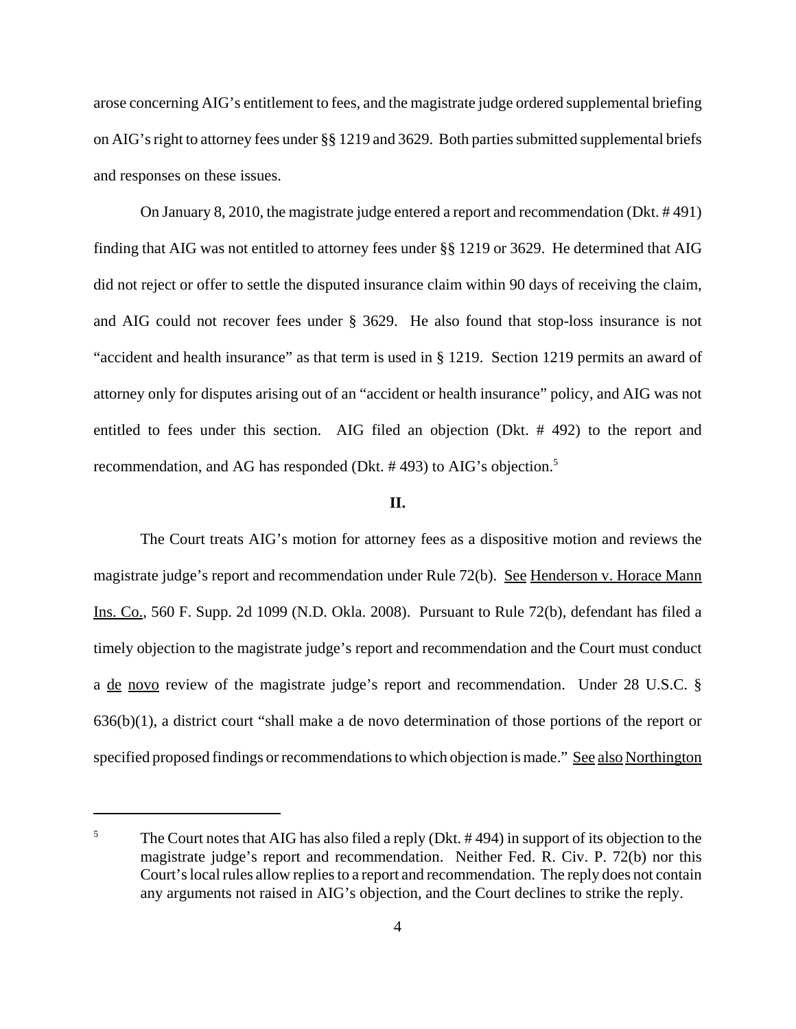arose concerning AIG's entitlement to fees, and the magistrate judge ordered supplemental briefing on AIG's right to attorney fees under §§ 1219 and 3629. Both parties submitted supplemental briefs and responses on these issues.

On January 8, 2010, the magistrate judge entered a report and recommendation (Dkt. # 491) finding that AIG was not entitled to attorney fees under §§ 1219 or 3629. He determined that AIG did not reject or offer to settle the disputed insurance claim within 90 days of receiving the claim, and AIG could not recover fees under § 3629. He also found that stop-loss insurance is not "accident and health insurance" as that term is used in § 1219. Section 1219 permits an award of attorney only for disputes arising out of an "accident or health insurance" policy, and AIG was not entitled to fees under this section. AIG filed an objection (Dkt. # 492) to the report and recommendation, and AG has responded (Dkt. # 493) to AIG's objection.[5]

## II.

The Court treats AIG's motion for attorney fees as a dispositive motion and reviews the magistrate judge's report and recommendation under Rule 72(b). See Henderson v. Horace Mann Ins. Co., 560 F. Supp. 2d 1099 (N.D. Okla. 2008). Pursuant to Rule 72(b), defendant has filed a timely objection to the magistrate judge's report and recommendation and the Court must conduct a de novo review of the magistrate judge's report and recommendation. Under 28 U.S.C. § 636(b)(1), a district court "shall make a de novo determination of those portions of the report or specified proposed findings or recommendations to which objection is made." See also Northington

---

[5] The Court notes that AIG has also filed a reply (Dkt. # 494) in support of its objection to the magistrate judge's report and recommendation. Neither Fed. R. Civ. P. 72(b) nor this Court's local rules allow replies to a report and recommendation. The reply does not contain any arguments not raised in AIG's objection, and the Court declines to strike the reply.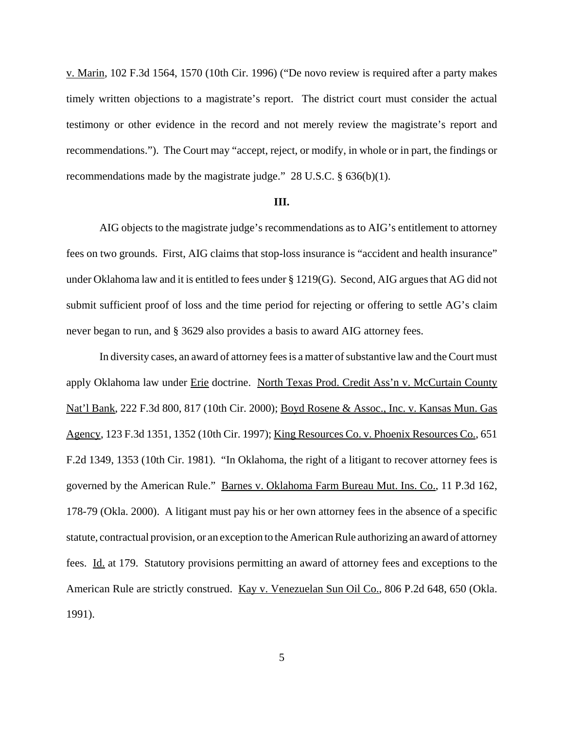v. Marin, 102 F.3d 1564, 1570 (10th Cir. 1996) ("De novo review is required after a party makes timely written objections to a magistrate's report. The district court must consider the actual testimony or other evidence in the record and not merely review the magistrate's report and recommendations."). The Court may "accept, reject, or modify, in whole or in part, the findings or recommendations made by the magistrate judge." 28 U.S.C. § 636(b)(1).

**III.**

AIG objects to the magistrate judge's recommendations as to AIG's entitlement to attorney fees on two grounds. First, AIG claims that stop-loss insurance is "accident and health insurance" under Oklahoma law and it is entitled to fees under § 1219(G). Second, AIG argues that AG did not submit sufficient proof of loss and the time period for rejecting or offering to settle AG's claim never began to run, and § 3629 also provides a basis to award AIG attorney fees.

In diversity cases, an award of attorney fees is a matter of substantive law and the Court must apply Oklahoma law under Erie doctrine. North Texas Prod. Credit Ass'n v. McCurtain County Nat'l Bank, 222 F.3d 800, 817 (10th Cir. 2000); Boyd Rosene & Assoc., Inc. v. Kansas Mun. Gas Agency, 123 F.3d 1351, 1352 (10th Cir. 1997); King Resources Co. v. Phoenix Resources Co., 651 F.2d 1349, 1353 (10th Cir. 1981). "In Oklahoma, the right of a litigant to recover attorney fees is governed by the American Rule." Barnes v. Oklahoma Farm Bureau Mut. Ins. Co., 11 P.3d 162, 178-79 (Okla. 2000). A litigant must pay his or her own attorney fees in the absence of a specific statute, contractual provision, or an exception to the American Rule authorizing an award of attorney fees. Id. at 179. Statutory provisions permitting an award of attorney fees and exceptions to the American Rule are strictly construed. Kay v. Venezuelan Sun Oil Co., 806 P.2d 648, 650 (Okla. 1991).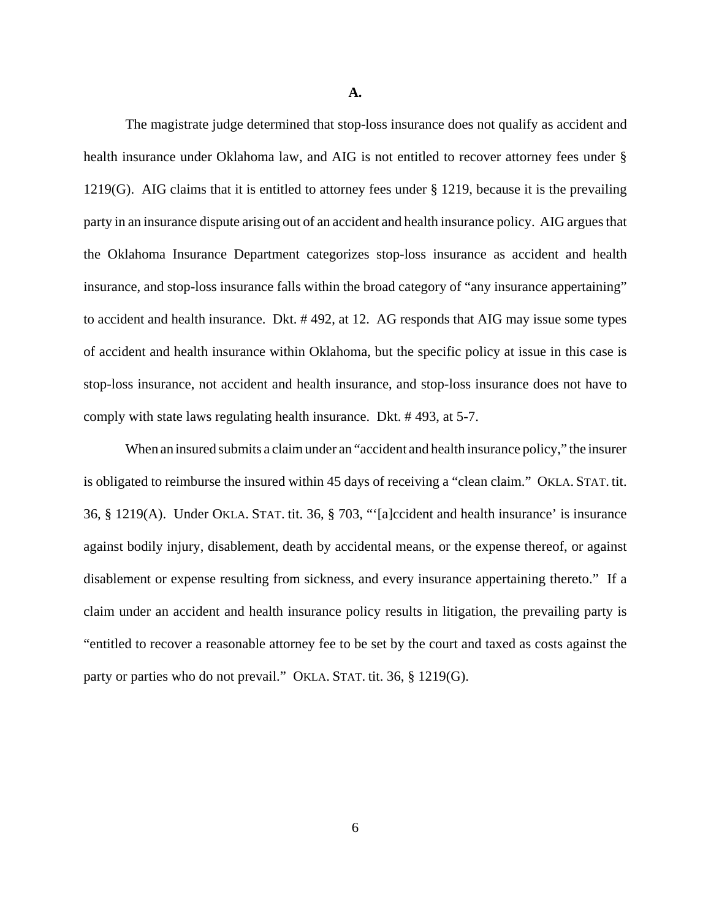**A.**

The magistrate judge determined that stop-loss insurance does not qualify as accident and health insurance under Oklahoma law, and AIG is not entitled to recover attorney fees under § 1219(G). AIG claims that it is entitled to attorney fees under § 1219, because it is the prevailing party in an insurance dispute arising out of an accident and health insurance policy. AIG argues that the Oklahoma Insurance Department categorizes stop-loss insurance as accident and health insurance, and stop-loss insurance falls within the broad category of "any insurance appertaining" to accident and health insurance. Dkt. # 492, at 12. AG responds that AIG may issue some types of accident and health insurance within Oklahoma, but the specific policy at issue in this case is stop-loss insurance, not accident and health insurance, and stop-loss insurance does not have to comply with state laws regulating health insurance. Dkt. # 493, at 5-7.

When an insured submits a claim under an "accident and health insurance policy," the insurer is obligated to reimburse the insured within 45 days of receiving a "clean claim." OKLA. STAT. tit. 36, § 1219(A). Under OKLA. STAT. tit. 36, § 703, "'[a]ccident and health insurance' is insurance against bodily injury, disablement, death by accidental means, or the expense thereof, or against disablement or expense resulting from sickness, and every insurance appertaining thereto." If a claim under an accident and health insurance policy results in litigation, the prevailing party is "entitled to recover a reasonable attorney fee to be set by the court and taxed as costs against the party or parties who do not prevail." OKLA. STAT. tit. 36, § 1219(G).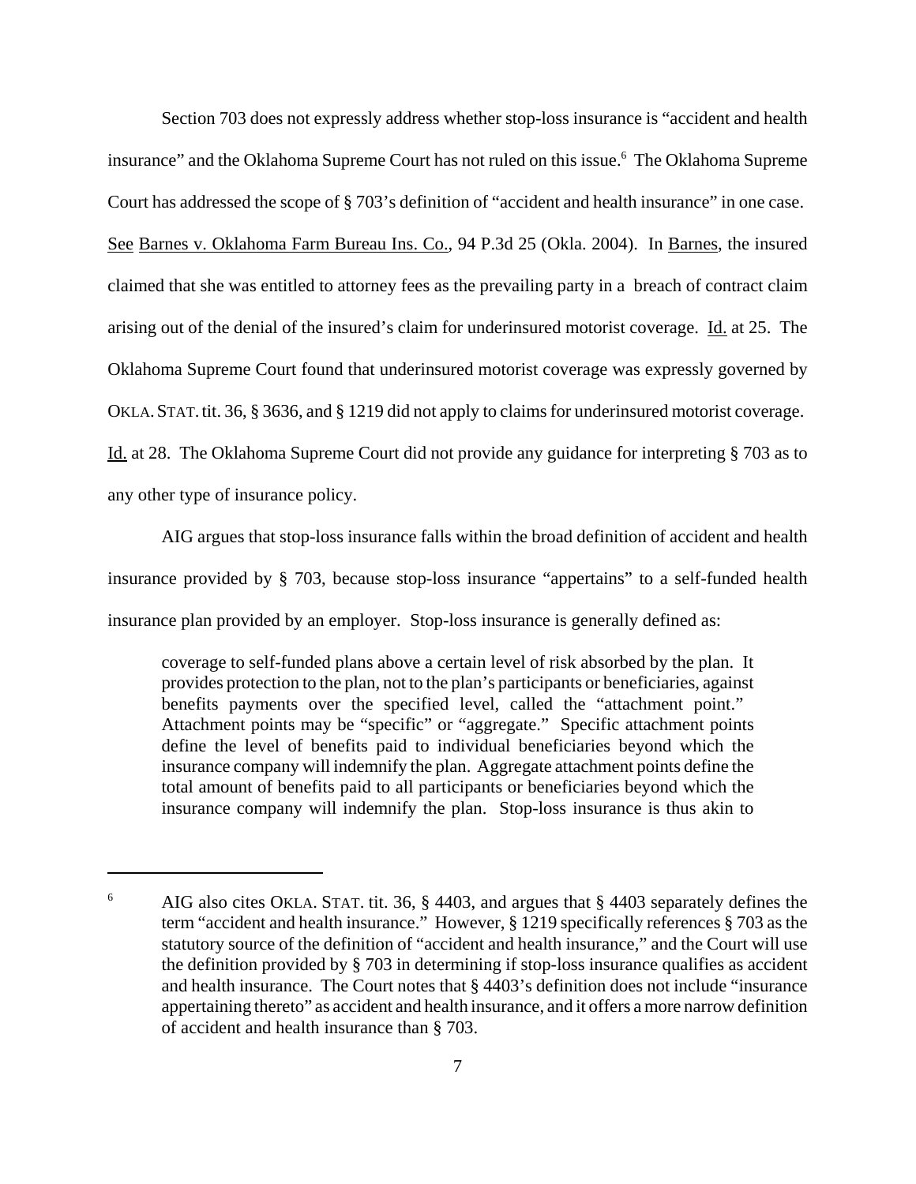Section 703 does not expressly address whether stop-loss insurance is "accident and health insurance" and the Oklahoma Supreme Court has not ruled on this issue.[6] The Oklahoma Supreme Court has addressed the scope of § 703's definition of "accident and health insurance" in one case. See Barnes v. Oklahoma Farm Bureau Ins. Co., 94 P.3d 25 (Okla. 2004). In Barnes, the insured claimed that she was entitled to attorney fees as the prevailing party in a breach of contract claim arising out of the denial of the insured's claim for underinsured motorist coverage. Id. at 25. The Oklahoma Supreme Court found that underinsured motorist coverage was expressly governed by OKLA. STAT. tit. 36, § 3636, and § 1219 did not apply to claims for underinsured motorist coverage. Id. at 28. The Oklahoma Supreme Court did not provide any guidance for interpreting § 703 as to any other type of insurance policy.

AIG argues that stop-loss insurance falls within the broad definition of accident and health insurance provided by § 703, because stop-loss insurance "appertains" to a self-funded health insurance plan provided by an employer. Stop-loss insurance is generally defined as:

> coverage to self-funded plans above a certain level of risk absorbed by the plan. It provides protection to the plan, not to the plan's participants or beneficiaries, against benefits payments over the specified level, called the "attachment point." Attachment points may be "specific" or "aggregate." Specific attachment points define the level of benefits paid to individual beneficiaries beyond which the insurance company will indemnify the plan. Aggregate attachment points define the total amount of benefits paid to all participants or beneficiaries beyond which the insurance company will indemnify the plan. Stop-loss insurance is thus akin to

---

[6] AIG also cites OKLA. STAT. tit. 36, § 4403, and argues that § 4403 separately defines the term "accident and health insurance." However, § 1219 specifically references § 703 as the statutory source of the definition of "accident and health insurance," and the Court will use the definition provided by § 703 in determining if stop-loss insurance qualifies as accident and health insurance. The Court notes that § 4403's definition does not include "insurance appertaining thereto" as accident and health insurance, and it offers a more narrow definition of accident and health insurance than § 703.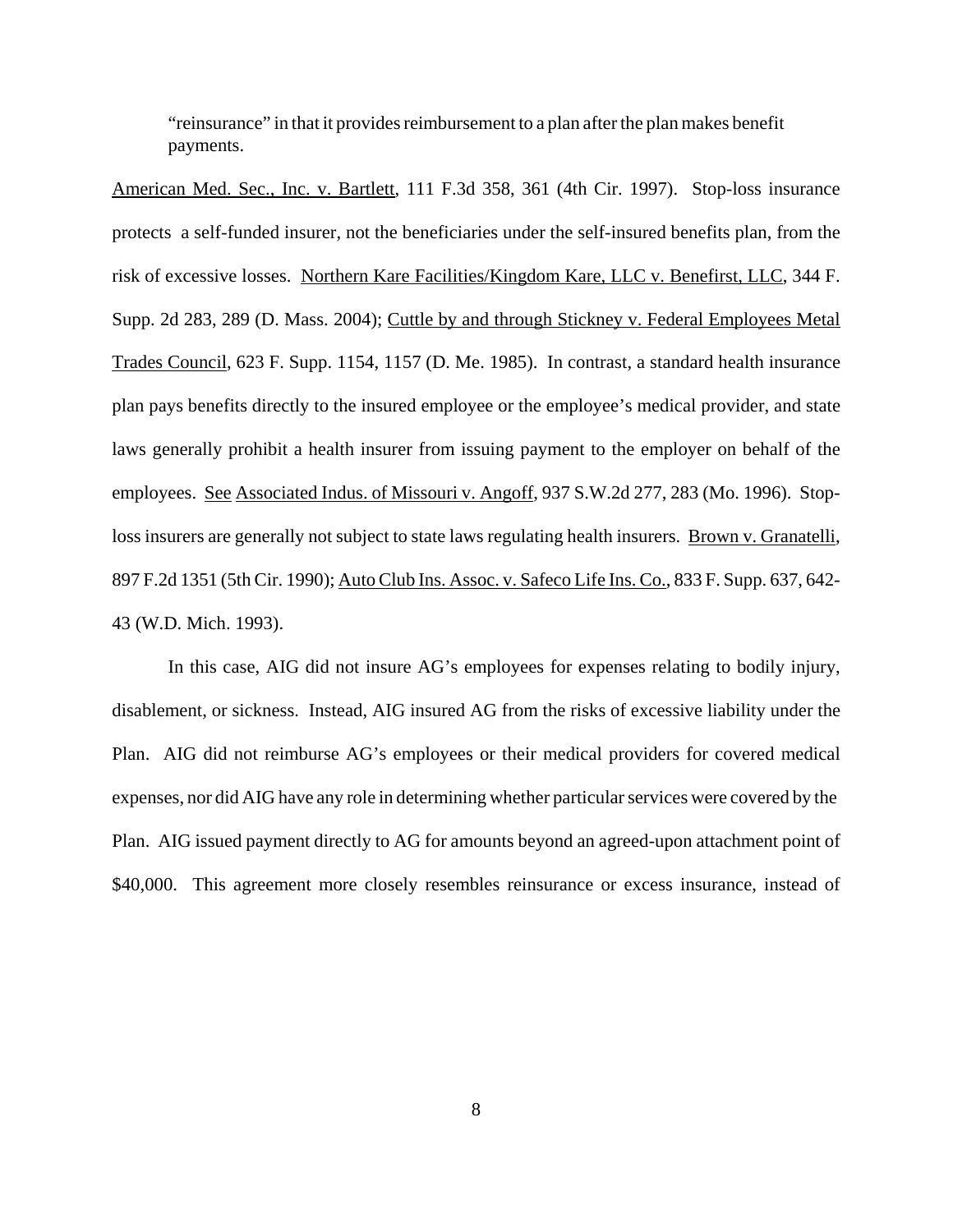> "reinsurance" in that it provides reimbursement to a plan after the plan makes benefit payments.

American Med. Sec., Inc. v. Bartlett, 111 F.3d 358, 361 (4th Cir. 1997). Stop-loss insurance protects a self-funded insurer, not the beneficiaries under the self-insured benefits plan, from the risk of excessive losses. Northern Kare Facilities/Kingdom Kare, LLC v. Benefirst, LLC, 344 F. Supp. 2d 283, 289 (D. Mass. 2004); Cuttle by and through Stickney v. Federal Employees Metal Trades Council, 623 F. Supp. 1154, 1157 (D. Me. 1985). In contrast, a standard health insurance plan pays benefits directly to the insured employee or the employee's medical provider, and state laws generally prohibit a health insurer from issuing payment to the employer on behalf of the employees. See Associated Indus. of Missouri v. Angoff, 937 S.W.2d 277, 283 (Mo. 1996). Stop-loss insurers are generally not subject to state laws regulating health insurers. Brown v. Granatelli, 897 F.2d 1351 (5th Cir. 1990); Auto Club Ins. Assoc. v. Safeco Life Ins. Co., 833 F. Supp. 637, 642-43 (W.D. Mich. 1993).

In this case, AIG did not insure AG's employees for expenses relating to bodily injury, disablement, or sickness. Instead, AIG insured AG from the risks of excessive liability under the Plan. AIG did not reimburse AG's employees or their medical providers for covered medical expenses, nor did AIG have any role in determining whether particular services were covered by the Plan. AIG issued payment directly to AG for amounts beyond an agreed-upon attachment point of $40,000. This agreement more closely resembles reinsurance or excess insurance, instead of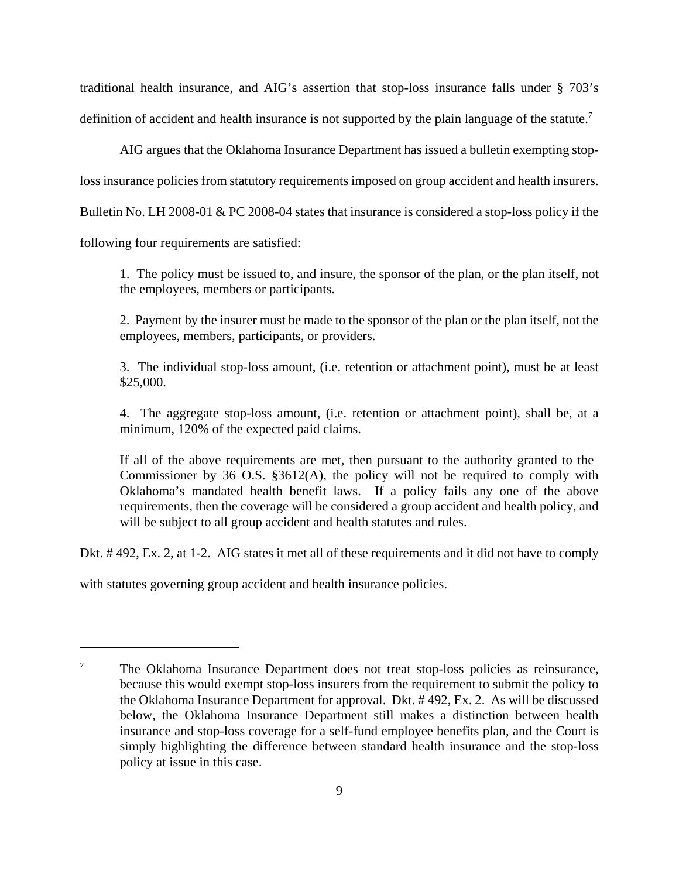traditional health insurance, and AIG's assertion that stop-loss insurance falls under § 703's definition of accident and health insurance is not supported by the plain language of the statute.[7]

AIG argues that the Oklahoma Insurance Department has issued a bulletin exempting stop-loss insurance policies from statutory requirements imposed on group accident and health insurers. Bulletin No. LH 2008-01 & PC 2008-04 states that insurance is considered a stop-loss policy if the following four requirements are satisfied:

> 1. The policy must be issued to, and insure, the sponsor of the plan, or the plan itself, not the employees, members or participants.
>
> 2. Payment by the insurer must be made to the sponsor of the plan or the plan itself, not the employees, members, participants, or providers.
>
> 3. The individual stop-loss amount, (i.e. retention or attachment point), must be at least $25,000.
>
> 4. The aggregate stop-loss amount, (i.e. retention or attachment point), shall be, at a minimum, 120% of the expected paid claims.
>
> If all of the above requirements are met, then pursuant to the authority granted to the Commissioner by 36 O.S. §3612(A), the policy will not be required to comply with Oklahoma's mandated health benefit laws. If a policy fails any one of the above requirements, then the coverage will be considered a group accident and health policy, and will be subject to all group accident and health statutes and rules.

Dkt. # 492, Ex. 2, at 1-2. AIG states it met all of these requirements and it did not have to comply with statutes governing group accident and health insurance policies.

---

[7] The Oklahoma Insurance Department does not treat stop-loss policies as reinsurance, because this would exempt stop-loss insurers from the requirement to submit the policy to the Oklahoma Insurance Department for approval. Dkt. # 492, Ex. 2. As will be discussed below, the Oklahoma Insurance Department still makes a distinction between health insurance and stop-loss coverage for a self-fund employee benefits plan, and the Court is simply highlighting the difference between standard health insurance and the stop-loss policy at issue in this case.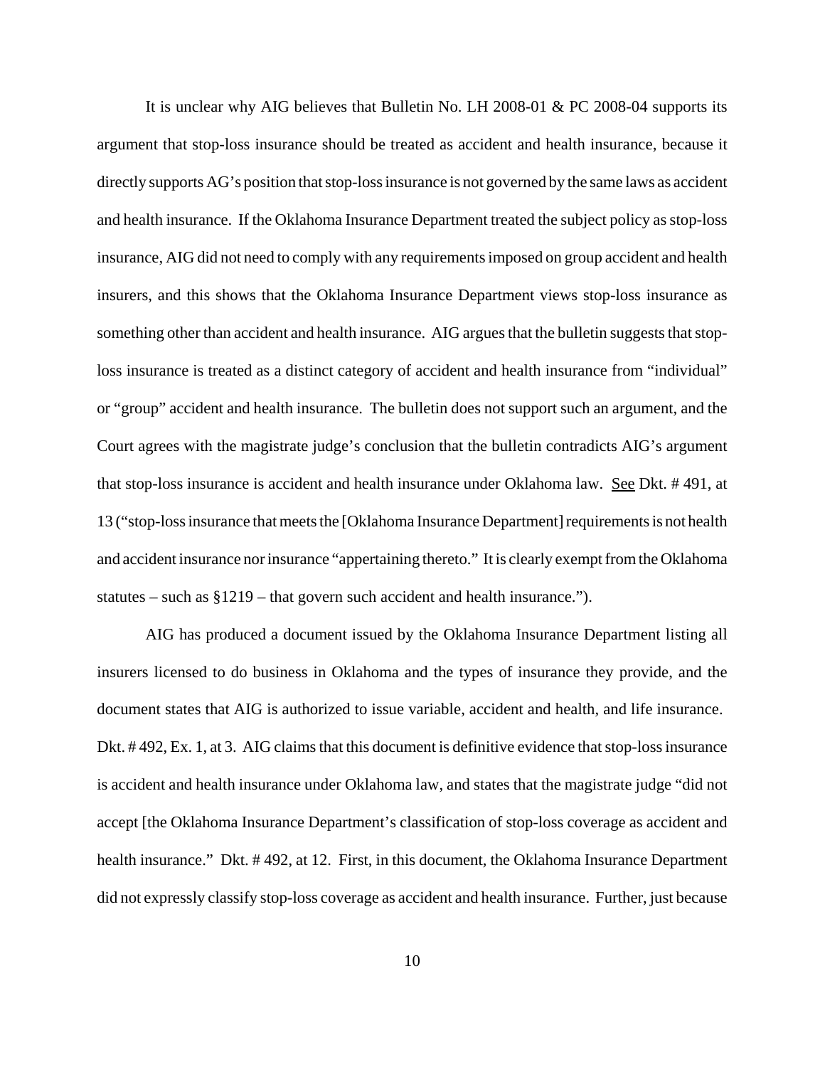It is unclear why AIG believes that Bulletin No. LH 2008-01 & PC 2008-04 supports its argument that stop-loss insurance should be treated as accident and health insurance, because it directly supports AG's position that stop-loss insurance is not governed by the same laws as accident and health insurance. If the Oklahoma Insurance Department treated the subject policy as stop-loss insurance, AIG did not need to comply with any requirements imposed on group accident and health insurers, and this shows that the Oklahoma Insurance Department views stop-loss insurance as something other than accident and health insurance. AIG argues that the bulletin suggests that stop-loss insurance is treated as a distinct category of accident and health insurance from "individual" or "group" accident and health insurance. The bulletin does not support such an argument, and the Court agrees with the magistrate judge's conclusion that the bulletin contradicts AIG's argument that stop-loss insurance is accident and health insurance under Oklahoma law. See Dkt. # 491, at 13 ("stop-loss insurance that meets the [Oklahoma Insurance Department] requirements is not health and accident insurance nor insurance "appertaining thereto." It is clearly exempt from the Oklahoma statutes – such as §1219 – that govern such accident and health insurance.").

AIG has produced a document issued by the Oklahoma Insurance Department listing all insurers licensed to do business in Oklahoma and the types of insurance they provide, and the document states that AIG is authorized to issue variable, accident and health, and life insurance. Dkt. # 492, Ex. 1, at 3. AIG claims that this document is definitive evidence that stop-loss insurance is accident and health insurance under Oklahoma law, and states that the magistrate judge "did not accept [the Oklahoma Insurance Department's classification of stop-loss coverage as accident and health insurance." Dkt. # 492, at 12. First, in this document, the Oklahoma Insurance Department did not expressly classify stop-loss coverage as accident and health insurance. Further, just because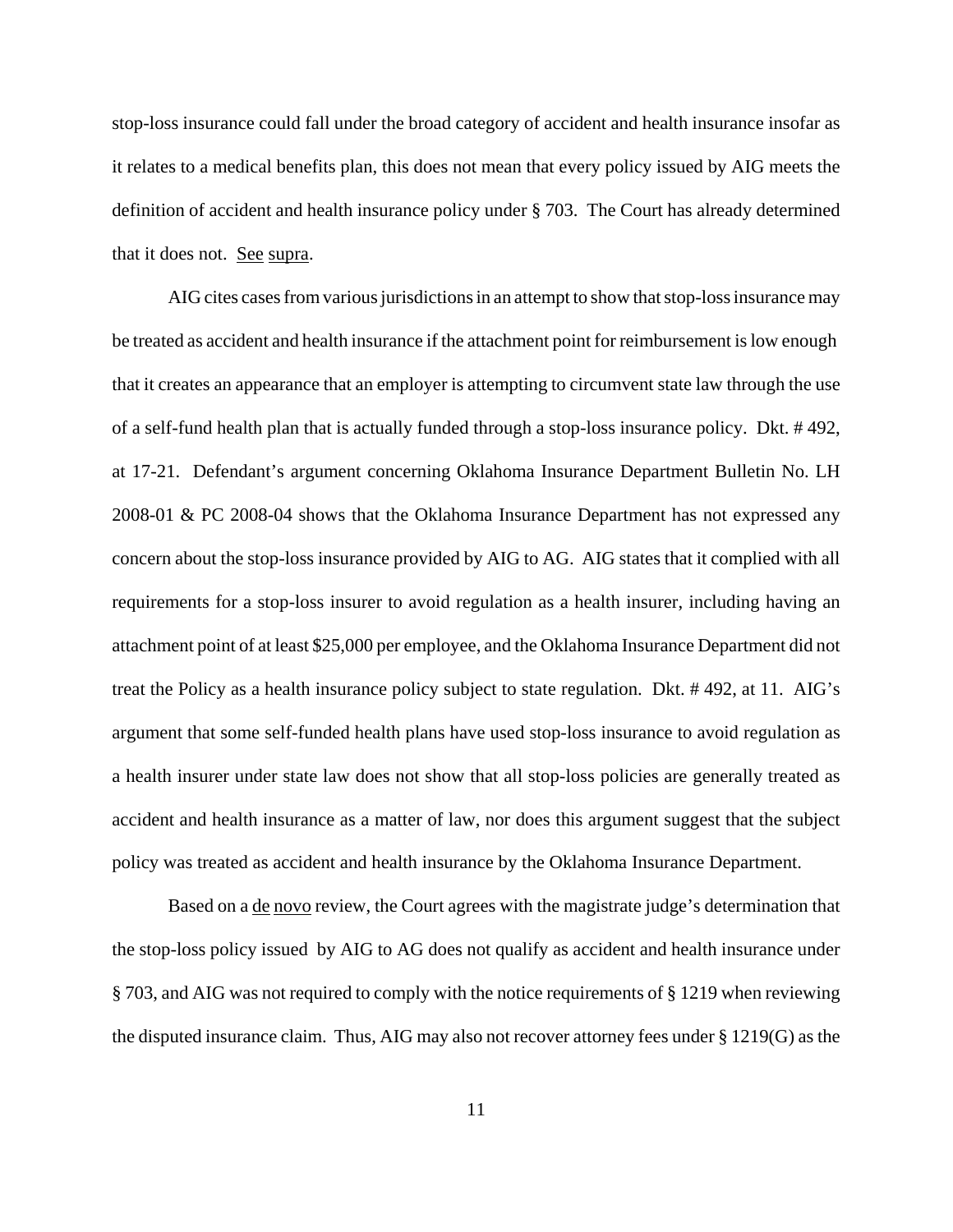stop-loss insurance could fall under the broad category of accident and health insurance insofar as it relates to a medical benefits plan, this does not mean that every policy issued by AIG meets the definition of accident and health insurance policy under § 703. The Court has already determined that it does not. See supra.

AIG cites cases from various jurisdictions in an attempt to show that stop-loss insurance may be treated as accident and health insurance if the attachment point for reimbursement is low enough that it creates an appearance that an employer is attempting to circumvent state law through the use of a self-fund health plan that is actually funded through a stop-loss insurance policy. Dkt. # 492, at 17-21. Defendant's argument concerning Oklahoma Insurance Department Bulletin No. LH 2008-01 & PC 2008-04 shows that the Oklahoma Insurance Department has not expressed any concern about the stop-loss insurance provided by AIG to AG. AIG states that it complied with all requirements for a stop-loss insurer to avoid regulation as a health insurer, including having an attachment point of at least $25,000 per employee, and the Oklahoma Insurance Department did not treat the Policy as a health insurance policy subject to state regulation. Dkt. # 492, at 11. AIG's argument that some self-funded health plans have used stop-loss insurance to avoid regulation as a health insurer under state law does not show that all stop-loss policies are generally treated as accident and health insurance as a matter of law, nor does this argument suggest that the subject policy was treated as accident and health insurance by the Oklahoma Insurance Department.

Based on a de novo review, the Court agrees with the magistrate judge's determination that the stop-loss policy issued by AIG to AG does not qualify as accident and health insurance under § 703, and AIG was not required to comply with the notice requirements of § 1219 when reviewing the disputed insurance claim. Thus, AIG may also not recover attorney fees under § 1219(G) as the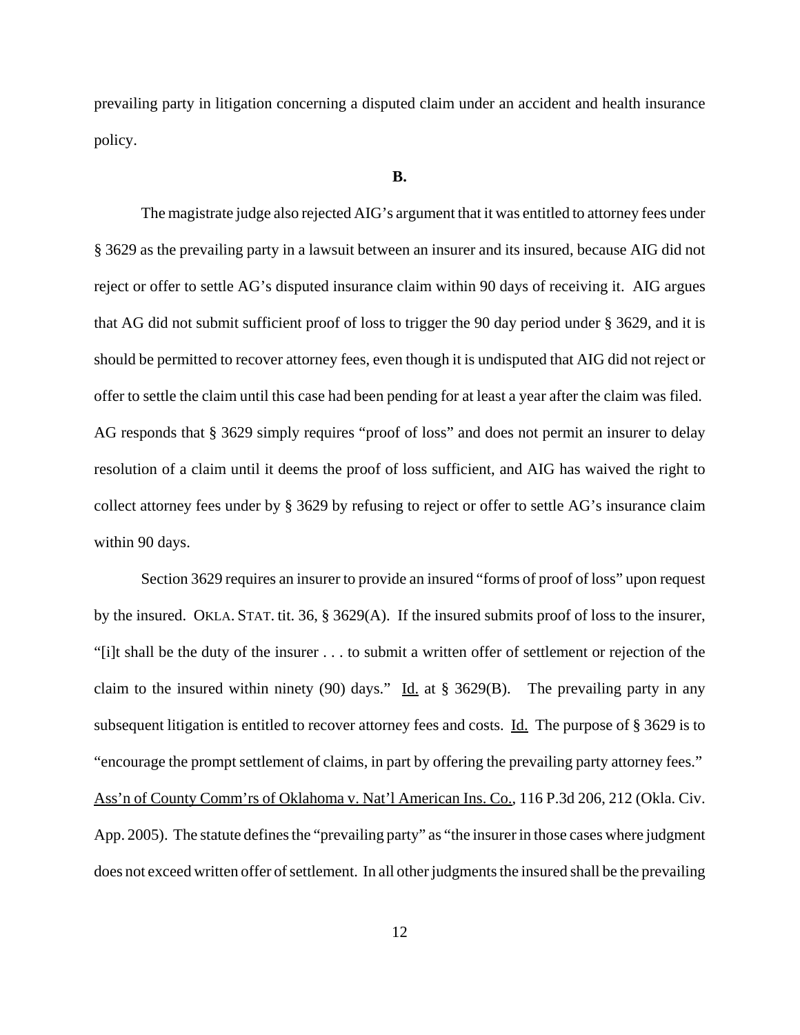prevailing party in litigation concerning a disputed claim under an accident and health insurance policy.

**B.**

The magistrate judge also rejected AIG's argument that it was entitled to attorney fees under § 3629 as the prevailing party in a lawsuit between an insurer and its insured, because AIG did not reject or offer to settle AG's disputed insurance claim within 90 days of receiving it. AIG argues that AG did not submit sufficient proof of loss to trigger the 90 day period under § 3629, and it is should be permitted to recover attorney fees, even though it is undisputed that AIG did not reject or offer to settle the claim until this case had been pending for at least a year after the claim was filed. AG responds that § 3629 simply requires "proof of loss" and does not permit an insurer to delay resolution of a claim until it deems the proof of loss sufficient, and AIG has waived the right to collect attorney fees under by § 3629 by refusing to reject or offer to settle AG's insurance claim within 90 days.

Section 3629 requires an insurer to provide an insured "forms of proof of loss" upon request by the insured. OKLA. STAT. tit. 36, § 3629(A). If the insured submits proof of loss to the insurer, "[i]t shall be the duty of the insurer . . . to submit a written offer of settlement or rejection of the claim to the insured within ninety (90) days." Id. at § 3629(B). The prevailing party in any subsequent litigation is entitled to recover attorney fees and costs. Id. The purpose of § 3629 is to "encourage the prompt settlement of claims, in part by offering the prevailing party attorney fees." Ass'n of County Comm'rs of Oklahoma v. Nat'l American Ins. Co., 116 P.3d 206, 212 (Okla. Civ. App. 2005). The statute defines the "prevailing party" as "the insurer in those cases where judgment does not exceed written offer of settlement. In all other judgments the insured shall be the prevailing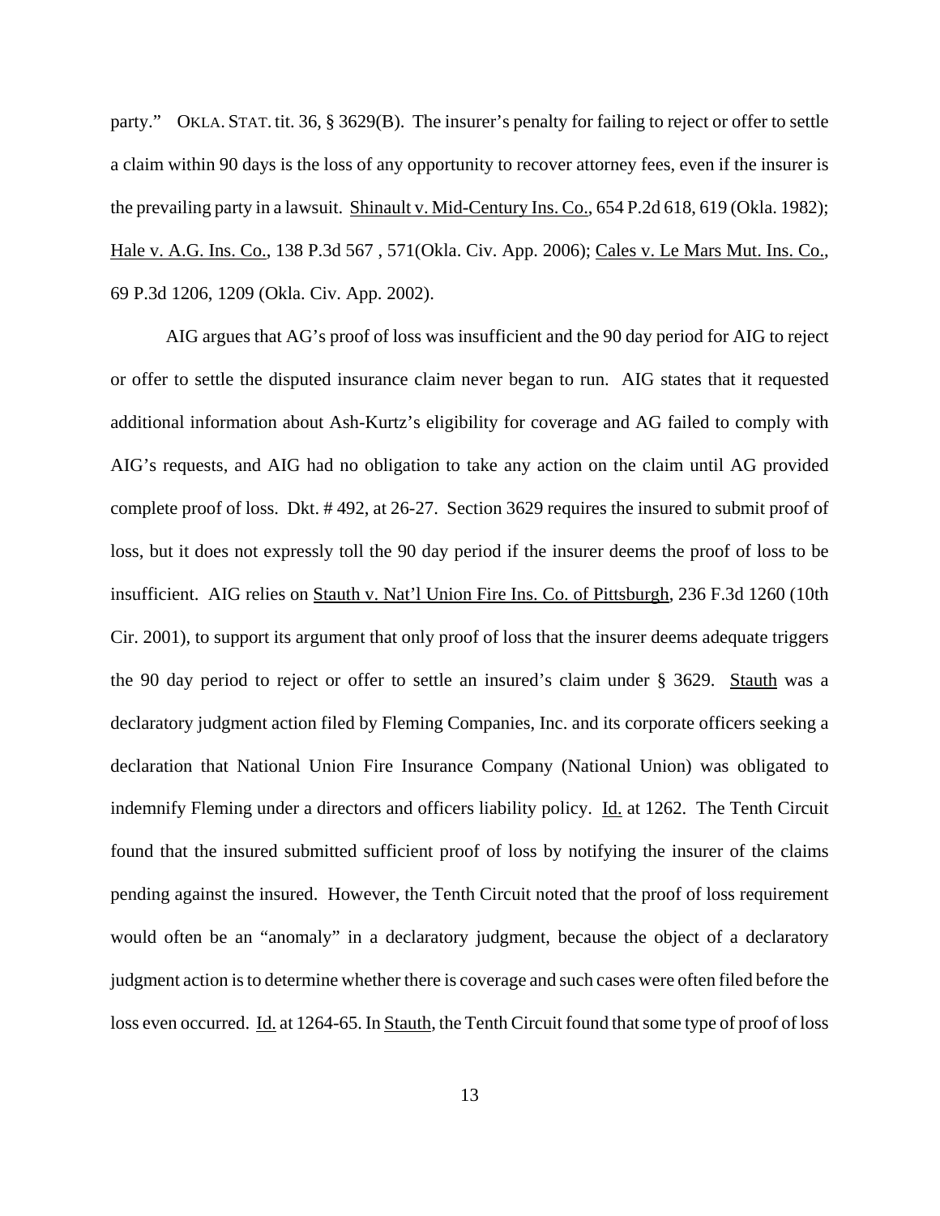party." OKLA. STAT. tit. 36, § 3629(B). The insurer's penalty for failing to reject or offer to settle a claim within 90 days is the loss of any opportunity to recover attorney fees, even if the insurer is the prevailing party in a lawsuit. Shinault v. Mid-Century Ins. Co., 654 P.2d 618, 619 (Okla. 1982); Hale v. A.G. Ins. Co., 138 P.3d 567 , 571(Okla. Civ. App. 2006); Cales v. Le Mars Mut. Ins. Co., 69 P.3d 1206, 1209 (Okla. Civ. App. 2002).

AIG argues that AG's proof of loss was insufficient and the 90 day period for AIG to reject or offer to settle the disputed insurance claim never began to run. AIG states that it requested additional information about Ash-Kurtz's eligibility for coverage and AG failed to comply with AIG's requests, and AIG had no obligation to take any action on the claim until AG provided complete proof of loss. Dkt. # 492, at 26-27. Section 3629 requires the insured to submit proof of loss, but it does not expressly toll the 90 day period if the insurer deems the proof of loss to be insufficient. AIG relies on Stauth v. Nat'l Union Fire Ins. Co. of Pittsburgh, 236 F.3d 1260 (10th Cir. 2001), to support its argument that only proof of loss that the insurer deems adequate triggers the 90 day period to reject or offer to settle an insured's claim under § 3629. Stauth was a declaratory judgment action filed by Fleming Companies, Inc. and its corporate officers seeking a declaration that National Union Fire Insurance Company (National Union) was obligated to indemnify Fleming under a directors and officers liability policy. Id. at 1262. The Tenth Circuit found that the insured submitted sufficient proof of loss by notifying the insurer of the claims pending against the insured. However, the Tenth Circuit noted that the proof of loss requirement would often be an "anomaly" in a declaratory judgment, because the object of a declaratory judgment action is to determine whether there is coverage and such cases were often filed before the loss even occurred. Id. at 1264-65. In Stauth, the Tenth Circuit found that some type of proof of loss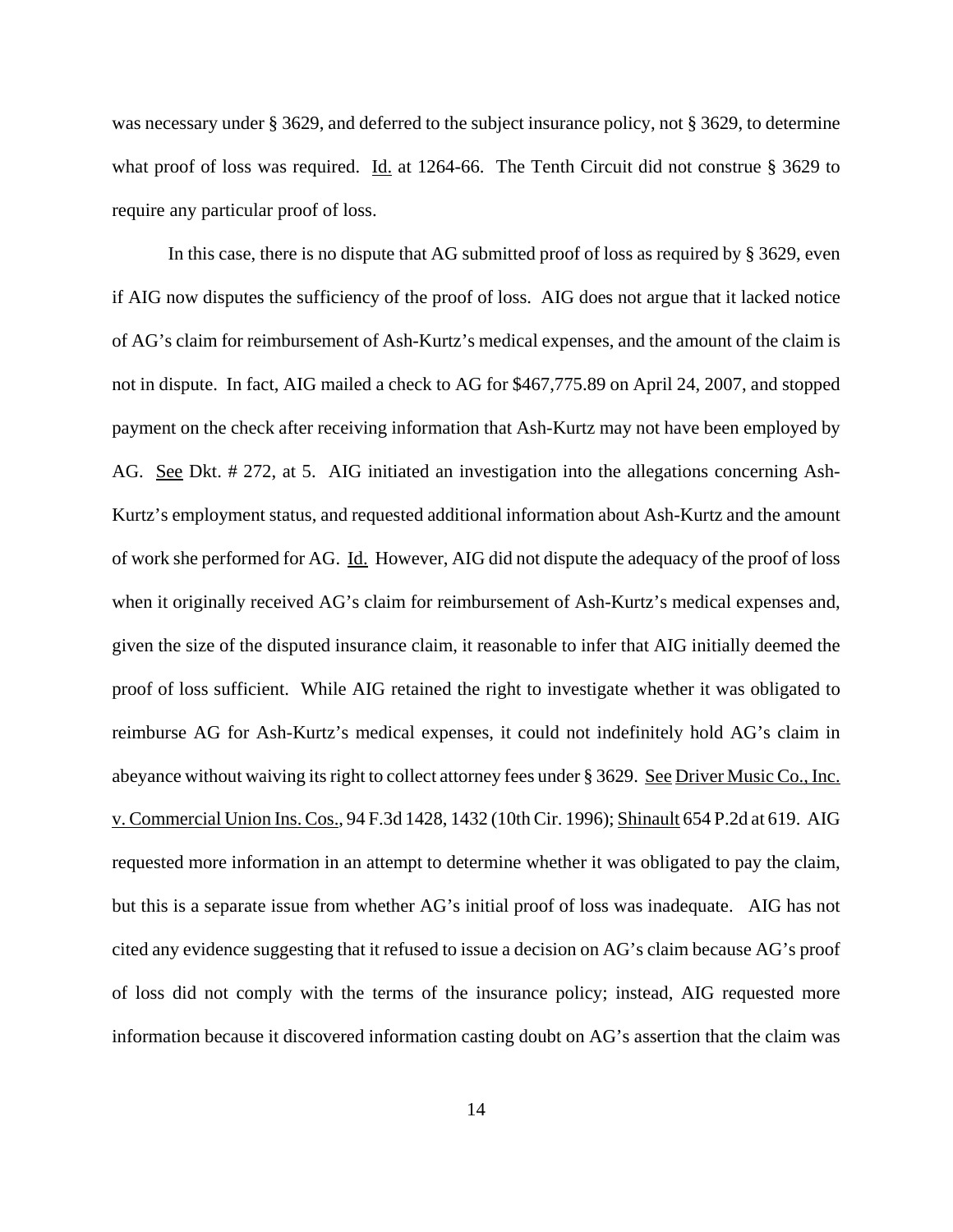was necessary under § 3629, and deferred to the subject insurance policy, not § 3629, to determine what proof of loss was required. Id. at 1264-66. The Tenth Circuit did not construe § 3629 to require any particular proof of loss.

In this case, there is no dispute that AG submitted proof of loss as required by § 3629, even if AIG now disputes the sufficiency of the proof of loss. AIG does not argue that it lacked notice of AG's claim for reimbursement of Ash-Kurtz's medical expenses, and the amount of the claim is not in dispute. In fact, AIG mailed a check to AG for $467,775.89 on April 24, 2007, and stopped payment on the check after receiving information that Ash-Kurtz may not have been employed by AG. See Dkt. # 272, at 5. AIG initiated an investigation into the allegations concerning Ash-Kurtz's employment status, and requested additional information about Ash-Kurtz and the amount of work she performed for AG. Id. However, AIG did not dispute the adequacy of the proof of loss when it originally received AG's claim for reimbursement of Ash-Kurtz's medical expenses and, given the size of the disputed insurance claim, it reasonable to infer that AIG initially deemed the proof of loss sufficient. While AIG retained the right to investigate whether it was obligated to reimburse AG for Ash-Kurtz's medical expenses, it could not indefinitely hold AG's claim in abeyance without waiving its right to collect attorney fees under § 3629. See Driver Music Co., Inc. v. Commercial Union Ins. Cos., 94 F.3d 1428, 1432 (10th Cir. 1996); Shinault 654 P.2d at 619. AIG requested more information in an attempt to determine whether it was obligated to pay the claim, but this is a separate issue from whether AG's initial proof of loss was inadequate. AIG has not cited any evidence suggesting that it refused to issue a decision on AG's claim because AG's proof of loss did not comply with the terms of the insurance policy; instead, AIG requested more information because it discovered information casting doubt on AG's assertion that the claim was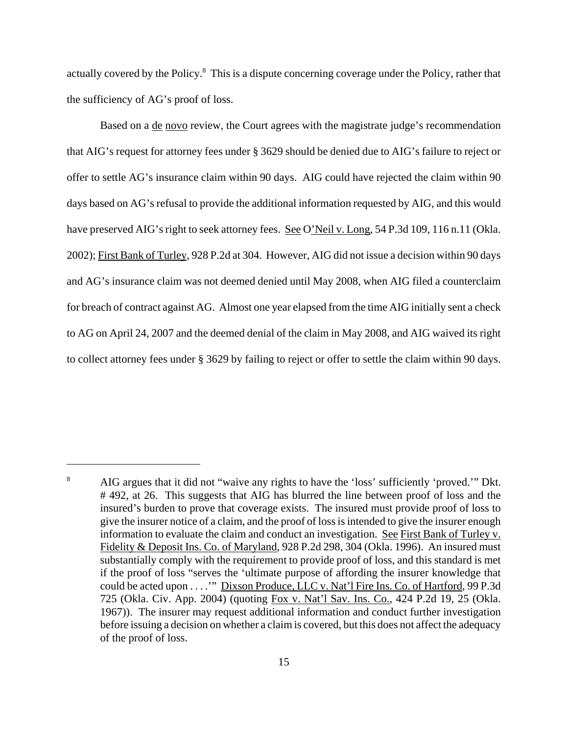actually covered by the Policy.[8] This is a dispute concerning coverage under the Policy, rather that the sufficiency of AG's proof of loss.

Based on a de novo review, the Court agrees with the magistrate judge's recommendation that AIG's request for attorney fees under § 3629 should be denied due to AIG's failure to reject or offer to settle AG's insurance claim within 90 days. AIG could have rejected the claim within 90 days based on AG's refusal to provide the additional information requested by AIG, and this would have preserved AIG's right to seek attorney fees. See O'Neil v. Long, 54 P.3d 109, 116 n.11 (Okla. 2002); First Bank of Turley, 928 P.2d at 304. However, AIG did not issue a decision within 90 days and AG's insurance claim was not deemed denied until May 2008, when AIG filed a counterclaim for breach of contract against AG. Almost one year elapsed from the time AIG initially sent a check to AG on April 24, 2007 and the deemed denial of the claim in May 2008, and AIG waived its right to collect attorney fees under § 3629 by failing to reject or offer to settle the claim within 90 days.

---

[8] AIG argues that it did not "waive any rights to have the 'loss' sufficiently 'proved.'" Dkt. # 492, at 26. This suggests that AIG has blurred the line between proof of loss and the insured's burden to prove that coverage exists. The insured must provide proof of loss to give the insurer notice of a claim, and the proof of loss is intended to give the insurer enough information to evaluate the claim and conduct an investigation. See First Bank of Turley v. Fidelity & Deposit Ins. Co. of Maryland, 928 P.2d 298, 304 (Okla. 1996). An insured must substantially comply with the requirement to provide proof of loss, and this standard is met if the proof of loss "serves the 'ultimate purpose of affording the insurer knowledge that could be acted upon . . . .'" Dixson Produce, LLC v. Nat'l Fire Ins. Co. of Hartford, 99 P.3d 725 (Okla. Civ. App. 2004) (quoting Fox v. Nat'l Sav. Ins. Co., 424 P.2d 19, 25 (Okla. 1967)). The insurer may request additional information and conduct further investigation before issuing a decision on whether a claim is covered, but this does not affect the adequacy of the proof of loss.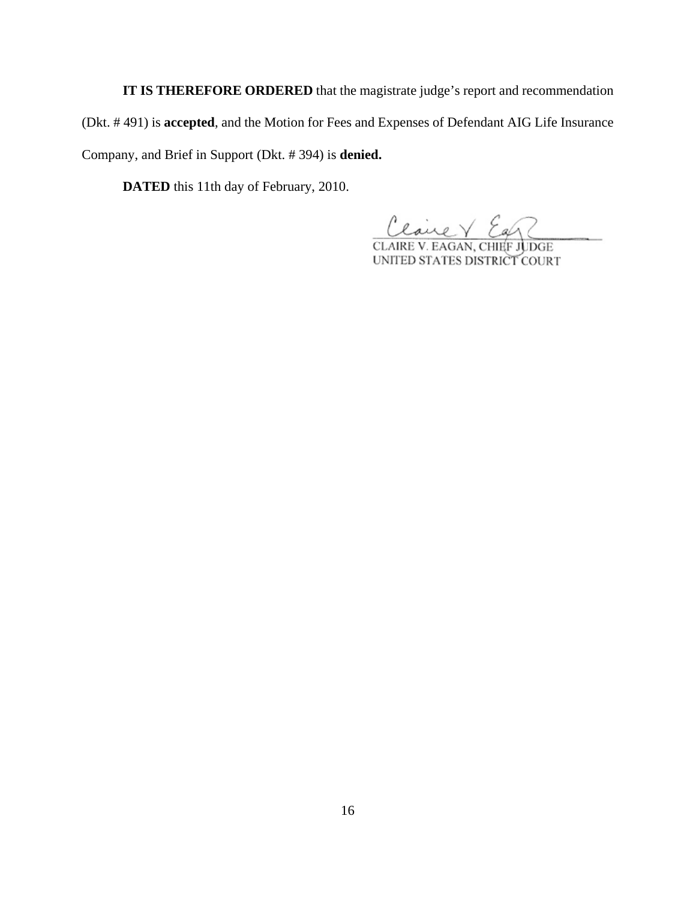**IT IS THEREFORE ORDERED** that the magistrate judge's report and recommendation (Dkt. # 491) is **accepted**, and the Motion for Fees and Expenses of Defendant AIG Life Insurance Company, and Brief in Support (Dkt. # 394) is **denied.**

**DATED** this 11th day of February, 2010.

CLAIRE V. EAGAN, CHIEF JUDGE
UNITED STATES DISTRICT COURT